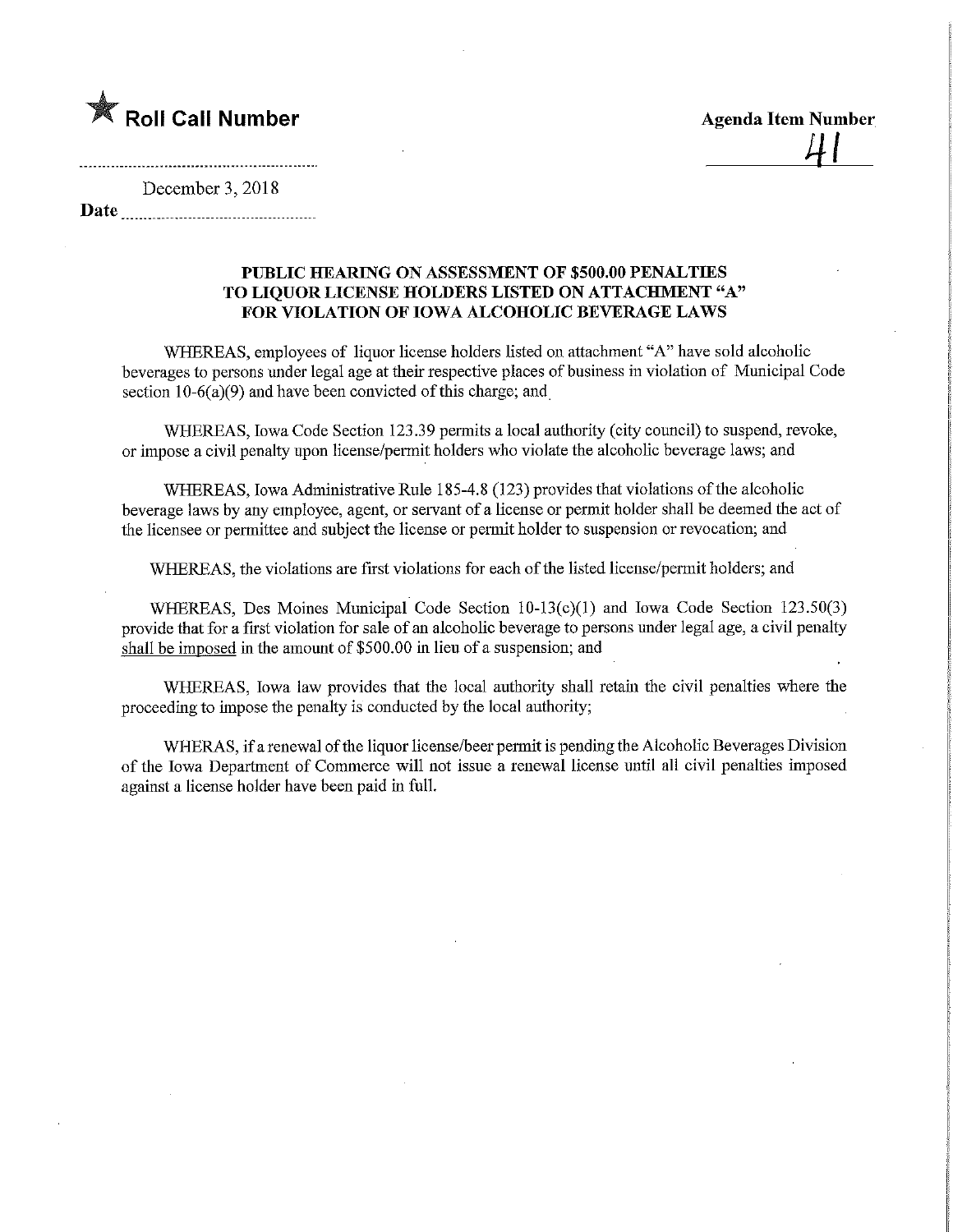★ **Roll Call Number**

**Agenda Item Number**

41

December 3, 2018

**Date**

**PUBLIC HEARING ON ASSESSMENT OF $500.00 PENALTIES TO LIQUOR LICENSE HOLDERS LISTED ON ATTACHMENT "A" FOR VIOLATION OF IOWA ALCOHOLIC BEVERAGE LAWS**

WHEREAS, employees of liquor license holders listed on attachment "A" have sold alcoholic beverages to persons under legal age at their respective places of business in violation of Municipal Code section 10-6(a)(9) and have been convicted of this charge; and

WHEREAS, Iowa Code Section 123.39 permits a local authority (city council) to suspend, revoke, or impose a civil penalty upon license/permit holders who violate the alcoholic beverage laws; and

WHEREAS, Iowa Administrative Rule 185-4.8 (123) provides that violations of the alcoholic beverage laws by any employee, agent, or servant of a license or permit holder shall be deemed the act of the licensee or permittee and subject the license or permit holder to suspension or revocation; and

WHEREAS, the violations are first violations for each of the listed license/permit holders; and

WHEREAS, Des Moines Municipal Code Section 10-13(c)(1) and Iowa Code Section 123.50(3) provide that for a first violation for sale of an alcoholic beverage to persons under legal age, a civil penalty <u>shall be imposed</u> in the amount of $500.00 in lieu of a suspension; and

WHEREAS, Iowa law provides that the local authority shall retain the civil penalties where the proceeding to impose the penalty is conducted by the local authority;

WHERAS, if a renewal of the liquor license/beer permit is pending the Alcoholic Beverages Division of the Iowa Department of Commerce will not issue a renewal license until all civil penalties imposed against a license holder have been paid in full.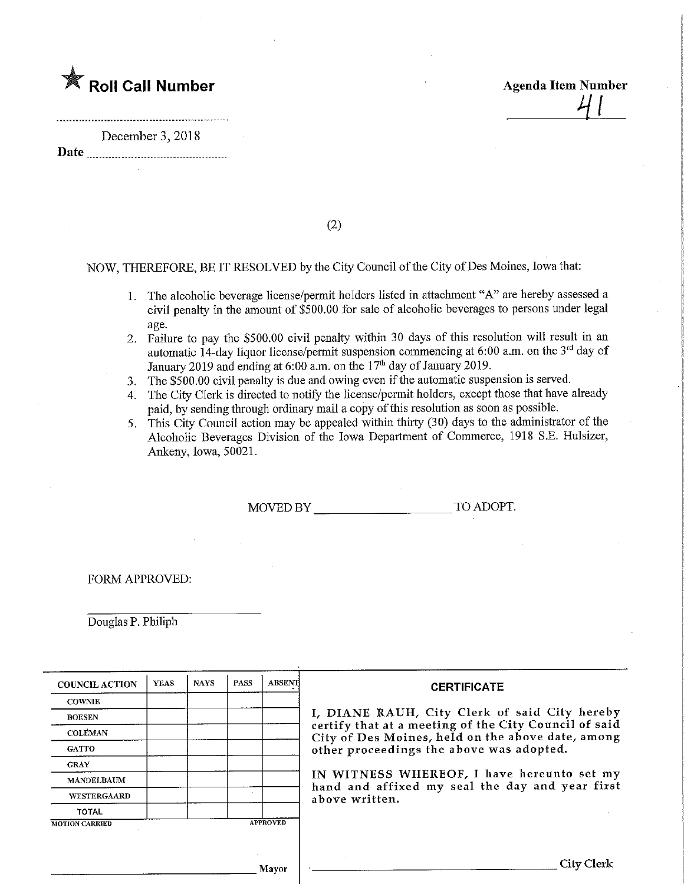★ **Roll Call Number**

**Agenda Item Number**
41

Date December 3, 2018

(2)

NOW, THEREFORE, BE IT RESOLVED by the City Council of the City of Des Moines, Iowa that:

1. The alcoholic beverage license/permit holders listed in attachment "A" are hereby assessed a civil penalty in the amount of $500.00 for sale of alcoholic beverages to persons under legal age.
2. Failure to pay the $500.00 civil penalty within 30 days of this resolution will result in an automatic 14-day liquor license/permit suspension commencing at 6:00 a.m. on the 3rd day of January 2019 and ending at 6:00 a.m. on the 17th day of January 2019.
3. The $500.00 civil penalty is due and owing even if the automatic suspension is served.
4. The City Clerk is directed to notify the license/permit holders, except those that have already paid, by sending through ordinary mail a copy of this resolution as soon as possible.
5. This City Council action may be appealed within thirty (30) days to the administrator of the Alcoholic Beverages Division of the Iowa Department of Commerce, 1918 S.E. Hulsizer, Ankeny, Iowa, 50021.

MOVED BY ____________________ TO ADOPT.

FORM APPROVED:

____________________
Douglas P. Philiph

| COUNCIL ACTION | YEAS | NAYS | PASS | ABSENT |
|---|---|---|---|---|
| COWNIE | | | | |
| BOESEN | | | | |
| COLEMAN | | | | |
| GATTO | | | | |
| GRAY | | | | |
| MANDELBAUM | | | | |
| WESTERGAARD | | | | |
| TOTAL | | | | |
| MOTION CARRIED | | | APPROVED | |

____________________ Mayor

**CERTIFICATE**

I, DIANE RAUH, City Clerk of said City hereby certify that at a meeting of the City Council of said City of Des Moines, held on the above date, among other proceedings the above was adopted.

IN WITNESS WHEREOF, I have hereunto set my hand and affixed my seal the day and year first above written.

____________________ City Clerk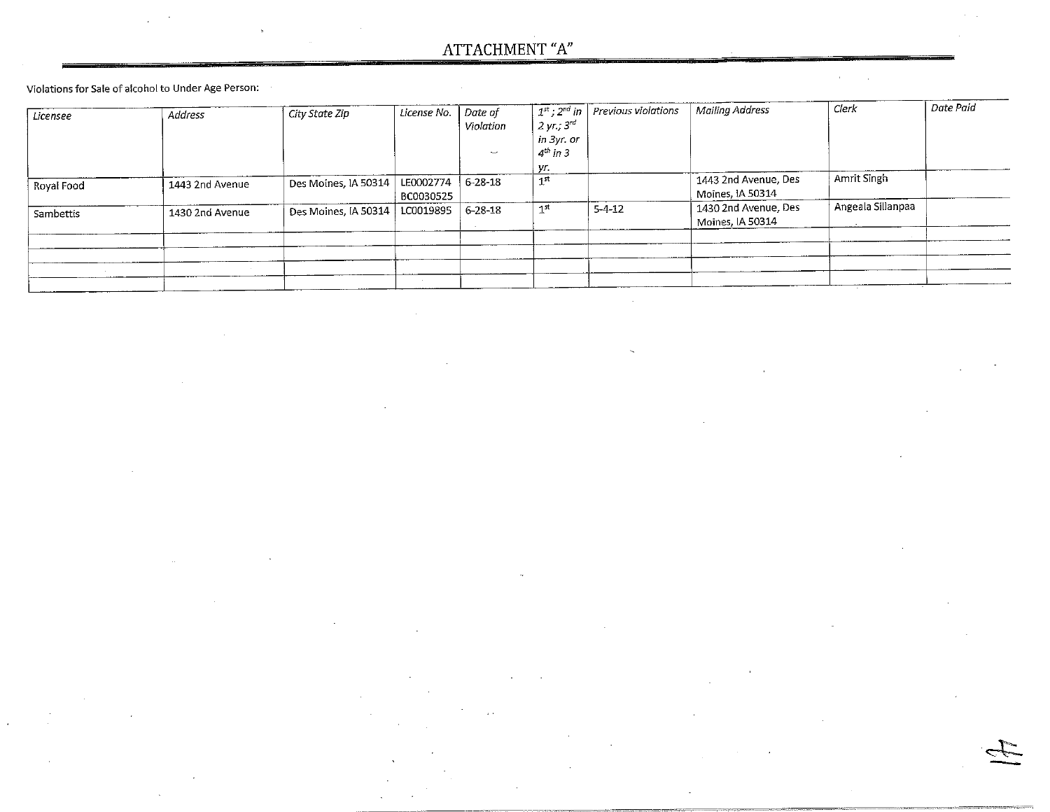# ATTACHMENT "A"

Violations for Sale of alcohol to Under Age Person:

| *Licensee* | *Address* | *City State Zip* | *License No.* | *Date of Violation* | *1st ; 2nd in 2 yr.; 3rd in 3yr. or 4th in 3 yr.* | *Previous violations* | *Mailing Address* | *Clerk* | *Date Paid* |
|---|---|---|---|---|---|---|---|---|---|
| Royal Food | 1443 2nd Avenue | Des Moines, IA 50314 | LE0002774 BC0030525 | 6-28-18 | 1st | | 1443 2nd Avenue, Des Moines, IA 50314 | Amrit Singh | |
| Sambettis | 1430 2nd Avenue | Des Moines, IA 50314 | LC0019895 | 6-28-18 | 1st | 5-4-12 | 1430 2nd Avenue, Des Moines, IA 50314 | Angeala Sillanpaa | |
| | | | | | | | | | |
| | | | | | | | | | |
| | | | | | | | | | |
| | | | | | | | | | |